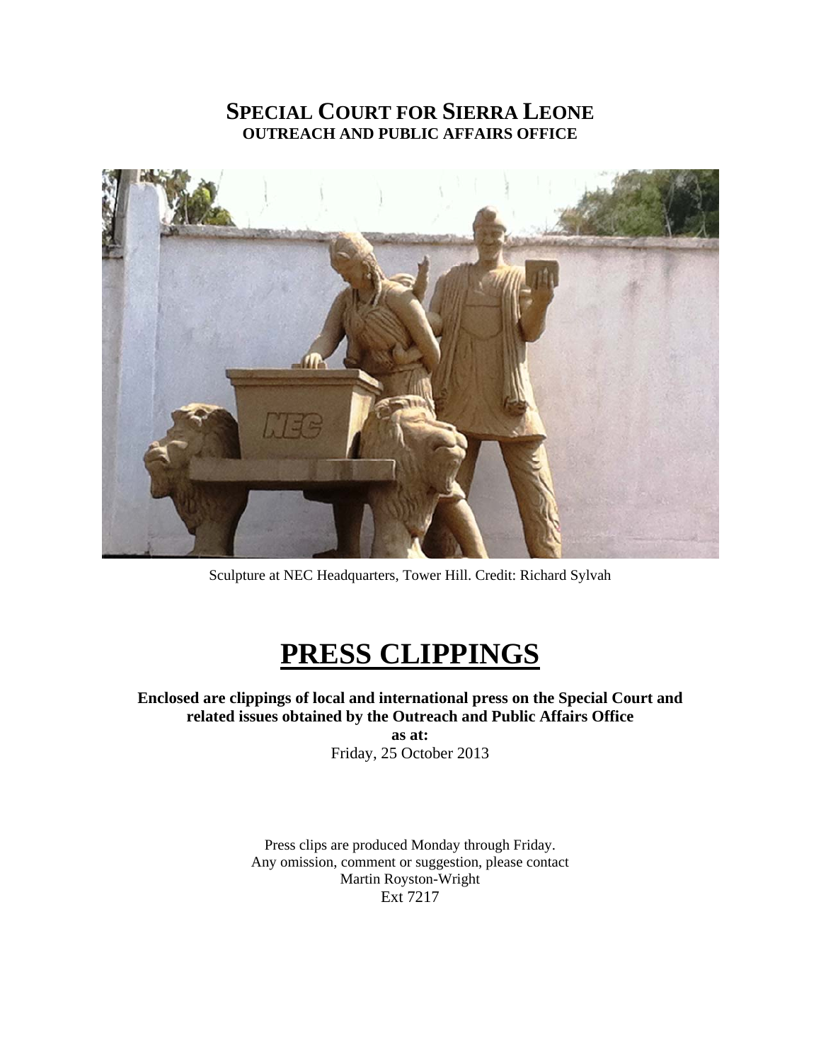# SPECIAL COURT FOR SIERRA LEONE
## OUTREACH AND PUBLIC AFFAIRS OFFICE

Sculpture at NEC Headquarters, Tower Hill. Credit: Richard Sylvah

# PRESS CLIPPINGS

**Enclosed are clippings of local and international press on the Special Court and related issues obtained by the Outreach and Public Affairs Office**

**as at:**

Friday, 25 October 2013

Press clips are produced Monday through Friday.
Any omission, comment or suggestion, please contact
Martin Royston-Wright
Ext 7217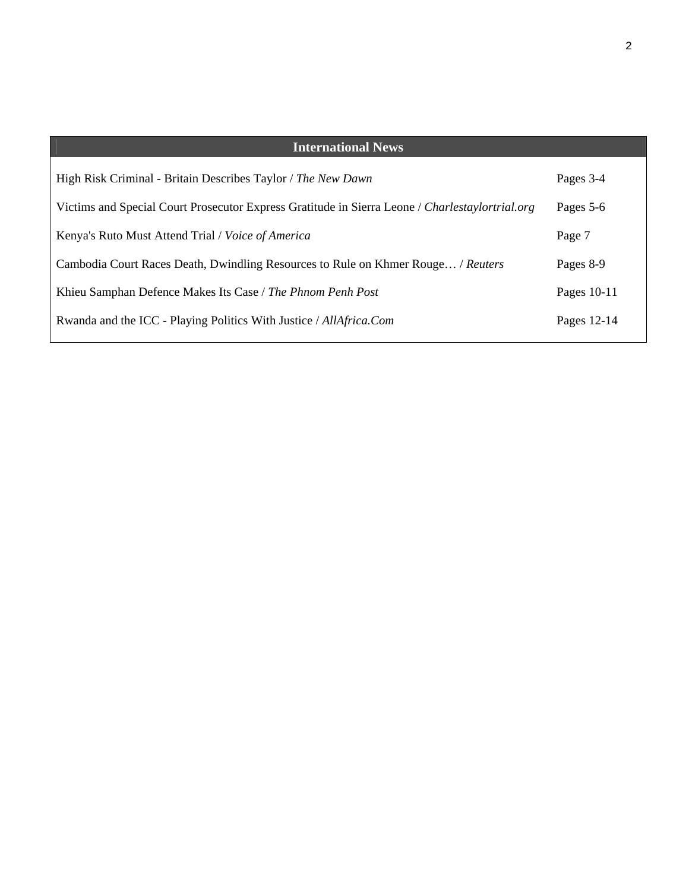| International News | |
| --- | --- |
| High Risk Criminal - Britain Describes Taylor / *The New Dawn* | Pages 3-4 |
| Victims and Special Court Prosecutor Express Gratitude in Sierra Leone / *Charlestaylortrial.org* | Pages 5-6 |
| Kenya's Ruto Must Attend Trial / *Voice of America* | Page 7 |
| Cambodia Court Races Death, Dwindling Resources to Rule on Khmer Rouge… / *Reuters* | Pages 8-9 |
| Khieu Samphan Defence Makes Its Case / *The Phnom Penh Post* | Pages 10-11 |
| Rwanda and the ICC - Playing Politics With Justice / *AllAfrica.Com* | Pages 12-14 |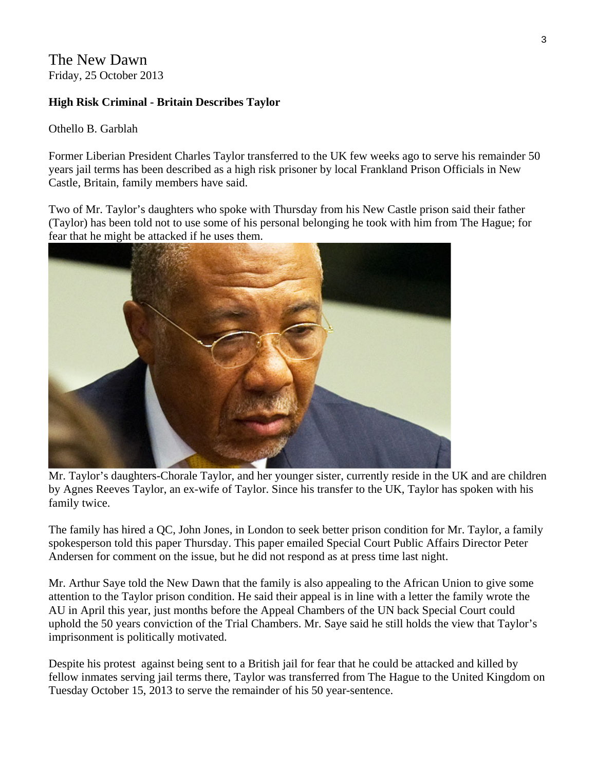The New Dawn
Friday, 25 October 2013

**High Risk Criminal - Britain Describes Taylor**

Othello B. Garblah

Former Liberian President Charles Taylor transferred to the UK few weeks ago to serve his remainder 50 years jail terms has been described as a high risk prisoner by local Frankland Prison Officials in New Castle, Britain, family members have said.

Two of Mr. Taylor's daughters who spoke with Thursday from his New Castle prison said their father (Taylor) has been told not to use some of his personal belonging he took with him from The Hague; for fear that he might be attacked if he uses them.

Mr. Taylor's daughters-Chorale Taylor, and her younger sister, currently reside in the UK and are children by Agnes Reeves Taylor, an ex-wife of Taylor. Since his transfer to the UK, Taylor has spoken with his family twice.

The family has hired a QC, John Jones, in London to seek better prison condition for Mr. Taylor, a family spokesperson told this paper Thursday. This paper emailed Special Court Public Affairs Director Peter Andersen for comment on the issue, but he did not respond as at press time last night.

Mr. Arthur Saye told the New Dawn that the family is also appealing to the African Union to give some attention to the Taylor prison condition. He said their appeal is in line with a letter the family wrote the AU in April this year, just months before the Appeal Chambers of the UN back Special Court could uphold the 50 years conviction of the Trial Chambers. Mr. Saye said he still holds the view that Taylor's imprisonment is politically motivated.

Despite his protest against being sent to a British jail for fear that he could be attacked and killed by fellow inmates serving jail terms there, Taylor was transferred from The Hague to the United Kingdom on Tuesday October 15, 2013 to serve the remainder of his 50 year-sentence.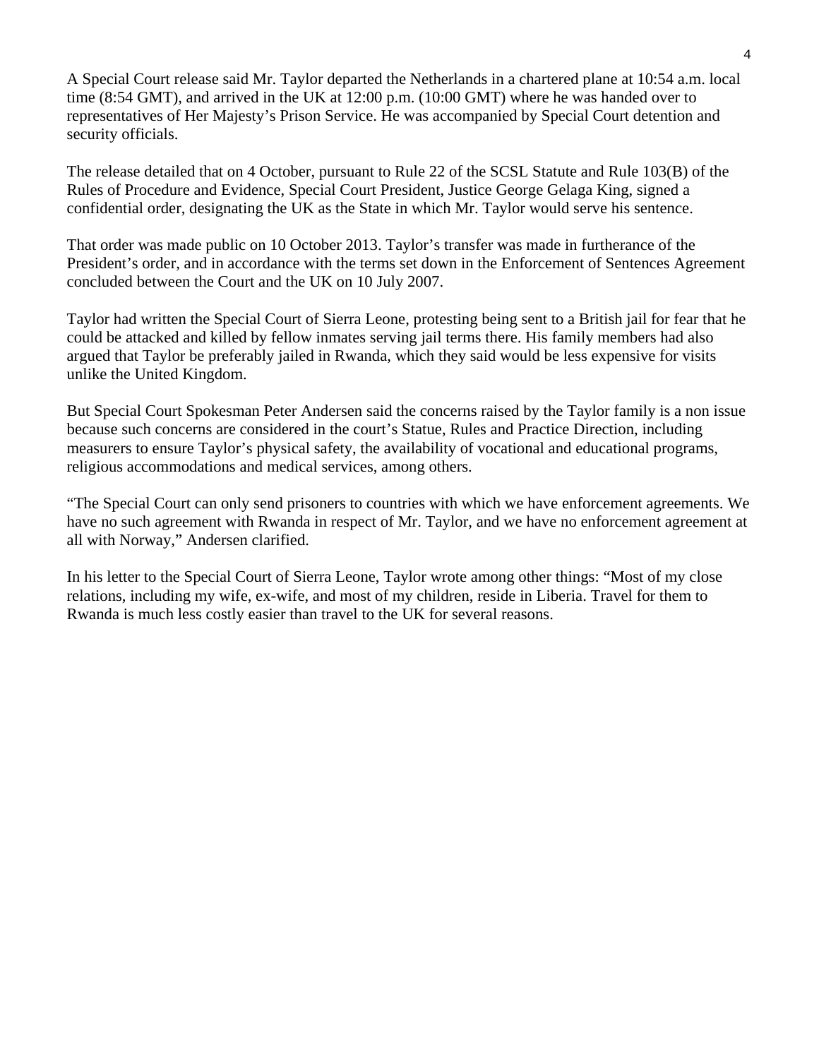A Special Court release said Mr. Taylor departed the Netherlands in a chartered plane at 10:54 a.m. local time (8:54 GMT), and arrived in the UK at 12:00 p.m. (10:00 GMT) where he was handed over to representatives of Her Majesty's Prison Service. He was accompanied by Special Court detention and security officials.

The release detailed that on 4 October, pursuant to Rule 22 of the SCSL Statute and Rule 103(B) of the Rules of Procedure and Evidence, Special Court President, Justice George Gelaga King, signed a confidential order, designating the UK as the State in which Mr. Taylor would serve his sentence.

That order was made public on 10 October 2013. Taylor's transfer was made in furtherance of the President's order, and in accordance with the terms set down in the Enforcement of Sentences Agreement concluded between the Court and the UK on 10 July 2007.

Taylor had written the Special Court of Sierra Leone, protesting being sent to a British jail for fear that he could be attacked and killed by fellow inmates serving jail terms there. His family members had also argued that Taylor be preferably jailed in Rwanda, which they said would be less expensive for visits unlike the United Kingdom.

But Special Court Spokesman Peter Andersen said the concerns raised by the Taylor family is a non issue because such concerns are considered in the court's Statue, Rules and Practice Direction, including measurers to ensure Taylor's physical safety, the availability of vocational and educational programs, religious accommodations and medical services, among others.

"The Special Court can only send prisoners to countries with which we have enforcement agreements. We have no such agreement with Rwanda in respect of Mr. Taylor, and we have no enforcement agreement at all with Norway," Andersen clarified.

In his letter to the Special Court of Sierra Leone, Taylor wrote among other things: "Most of my close relations, including my wife, ex-wife, and most of my children, reside in Liberia. Travel for them to Rwanda is much less costly easier than travel to the UK for several reasons.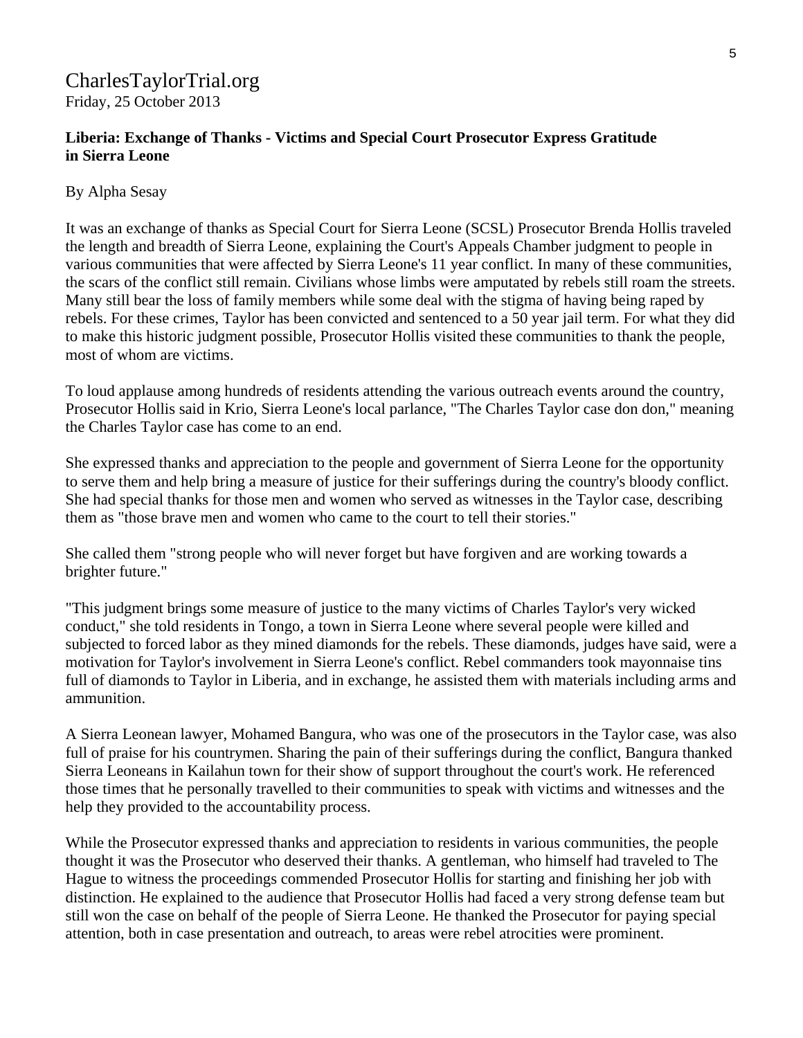CharlesTaylorTrial.org
Friday, 25 October 2013

**Liberia: Exchange of Thanks - Victims and Special Court Prosecutor Express Gratitude in Sierra Leone**

By Alpha Sesay

It was an exchange of thanks as Special Court for Sierra Leone (SCSL) Prosecutor Brenda Hollis traveled the length and breadth of Sierra Leone, explaining the Court's Appeals Chamber judgment to people in various communities that were affected by Sierra Leone's 11 year conflict. In many of these communities, the scars of the conflict still remain. Civilians whose limbs were amputated by rebels still roam the streets. Many still bear the loss of family members while some deal with the stigma of having being raped by rebels. For these crimes, Taylor has been convicted and sentenced to a 50 year jail term. For what they did to make this historic judgment possible, Prosecutor Hollis visited these communities to thank the people, most of whom are victims.

To loud applause among hundreds of residents attending the various outreach events around the country, Prosecutor Hollis said in Krio, Sierra Leone's local parlance, "The Charles Taylor case don don," meaning the Charles Taylor case has come to an end.

She expressed thanks and appreciation to the people and government of Sierra Leone for the opportunity to serve them and help bring a measure of justice for their sufferings during the country's bloody conflict. She had special thanks for those men and women who served as witnesses in the Taylor case, describing them as "those brave men and women who came to the court to tell their stories."

She called them "strong people who will never forget but have forgiven and are working towards a brighter future."

"This judgment brings some measure of justice to the many victims of Charles Taylor's very wicked conduct," she told residents in Tongo, a town in Sierra Leone where several people were killed and subjected to forced labor as they mined diamonds for the rebels. These diamonds, judges have said, were a motivation for Taylor's involvement in Sierra Leone's conflict. Rebel commanders took mayonnaise tins full of diamonds to Taylor in Liberia, and in exchange, he assisted them with materials including arms and ammunition.

A Sierra Leonean lawyer, Mohamed Bangura, who was one of the prosecutors in the Taylor case, was also full of praise for his countrymen. Sharing the pain of their sufferings during the conflict, Bangura thanked Sierra Leoneans in Kailahun town for their show of support throughout the court's work. He referenced those times that he personally travelled to their communities to speak with victims and witnesses and the help they provided to the accountability process.

While the Prosecutor expressed thanks and appreciation to residents in various communities, the people thought it was the Prosecutor who deserved their thanks. A gentleman, who himself had traveled to The Hague to witness the proceedings commended Prosecutor Hollis for starting and finishing her job with distinction. He explained to the audience that Prosecutor Hollis had faced a very strong defense team but still won the case on behalf of the people of Sierra Leone. He thanked the Prosecutor for paying special attention, both in case presentation and outreach, to areas were rebel atrocities were prominent.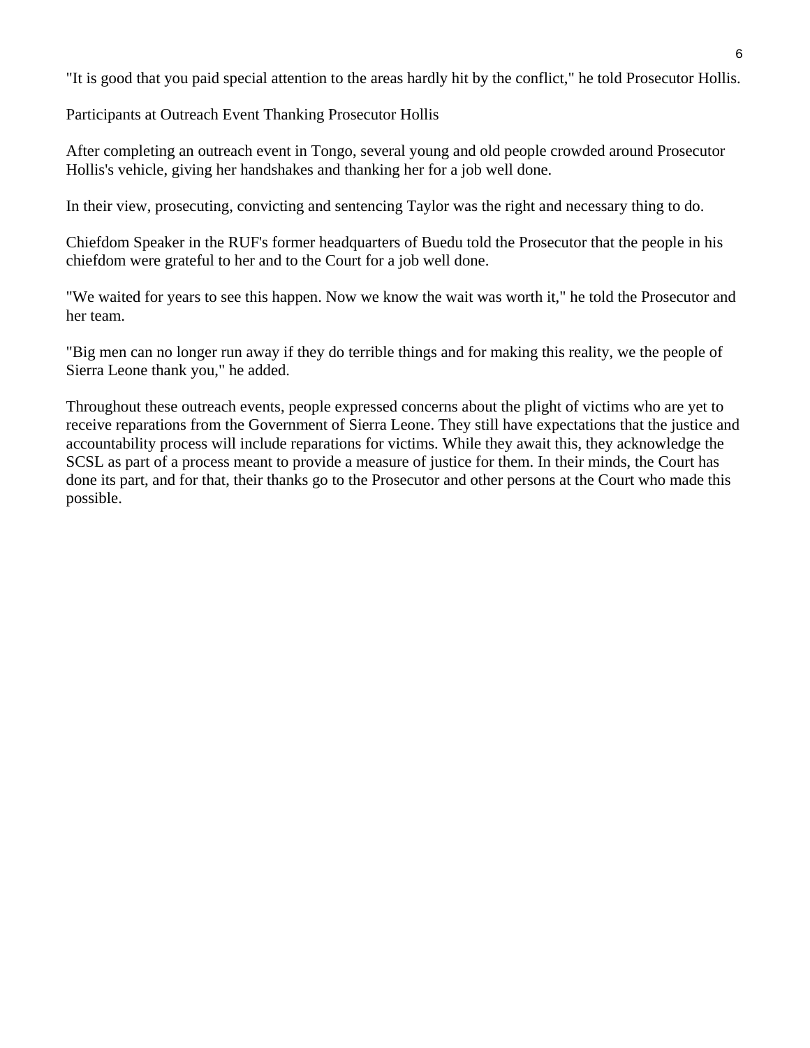"It is good that you paid special attention to the areas hardly hit by the conflict," he told Prosecutor Hollis.

Participants at Outreach Event Thanking Prosecutor Hollis

After completing an outreach event in Tongo, several young and old people crowded around Prosecutor Hollis's vehicle, giving her handshakes and thanking her for a job well done.

In their view, prosecuting, convicting and sentencing Taylor was the right and necessary thing to do.

Chiefdom Speaker in the RUF's former headquarters of Buedu told the Prosecutor that the people in his chiefdom were grateful to her and to the Court for a job well done.

"We waited for years to see this happen. Now we know the wait was worth it," he told the Prosecutor and her team.

"Big men can no longer run away if they do terrible things and for making this reality, we the people of Sierra Leone thank you," he added.

Throughout these outreach events, people expressed concerns about the plight of victims who are yet to receive reparations from the Government of Sierra Leone. They still have expectations that the justice and accountability process will include reparations for victims. While they await this, they acknowledge the SCSL as part of a process meant to provide a measure of justice for them. In their minds, the Court has done its part, and for that, their thanks go to the Prosecutor and other persons at the Court who made this possible.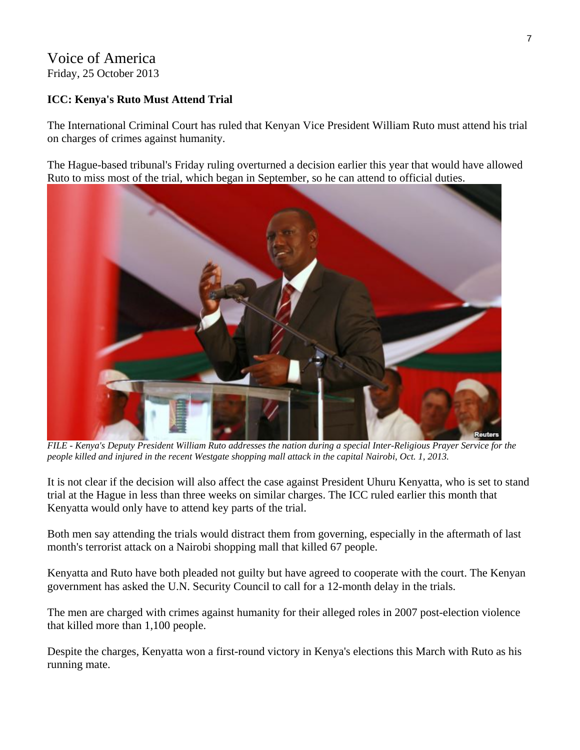Voice of America
Friday, 25 October 2013

**ICC: Kenya's Ruto Must Attend Trial**

The International Criminal Court has ruled that Kenyan Vice President William Ruto must attend his trial on charges of crimes against humanity.

The Hague-based tribunal's Friday ruling overturned a decision earlier this year that would have allowed Ruto to miss most of the trial, which began in September, so he can attend to official duties.

*FILE - Kenya's Deputy President William Ruto addresses the nation during a special Inter-Religious Prayer Service for the people killed and injured in the recent Westgate shopping mall attack in the capital Nairobi, Oct. 1, 2013.*

It is not clear if the decision will also affect the case against President Uhuru Kenyatta, who is set to stand trial at the Hague in less than three weeks on similar charges. The ICC ruled earlier this month that Kenyatta would only have to attend key parts of the trial.

Both men say attending the trials would distract them from governing, especially in the aftermath of last month's terrorist attack on a Nairobi shopping mall that killed 67 people.

Kenyatta and Ruto have both pleaded not guilty but have agreed to cooperate with the court. The Kenyan government has asked the U.N. Security Council to call for a 12-month delay in the trials.

The men are charged with crimes against humanity for their alleged roles in 2007 post-election violence that killed more than 1,100 people.

Despite the charges, Kenyatta won a first-round victory in Kenya's elections this March with Ruto as his running mate.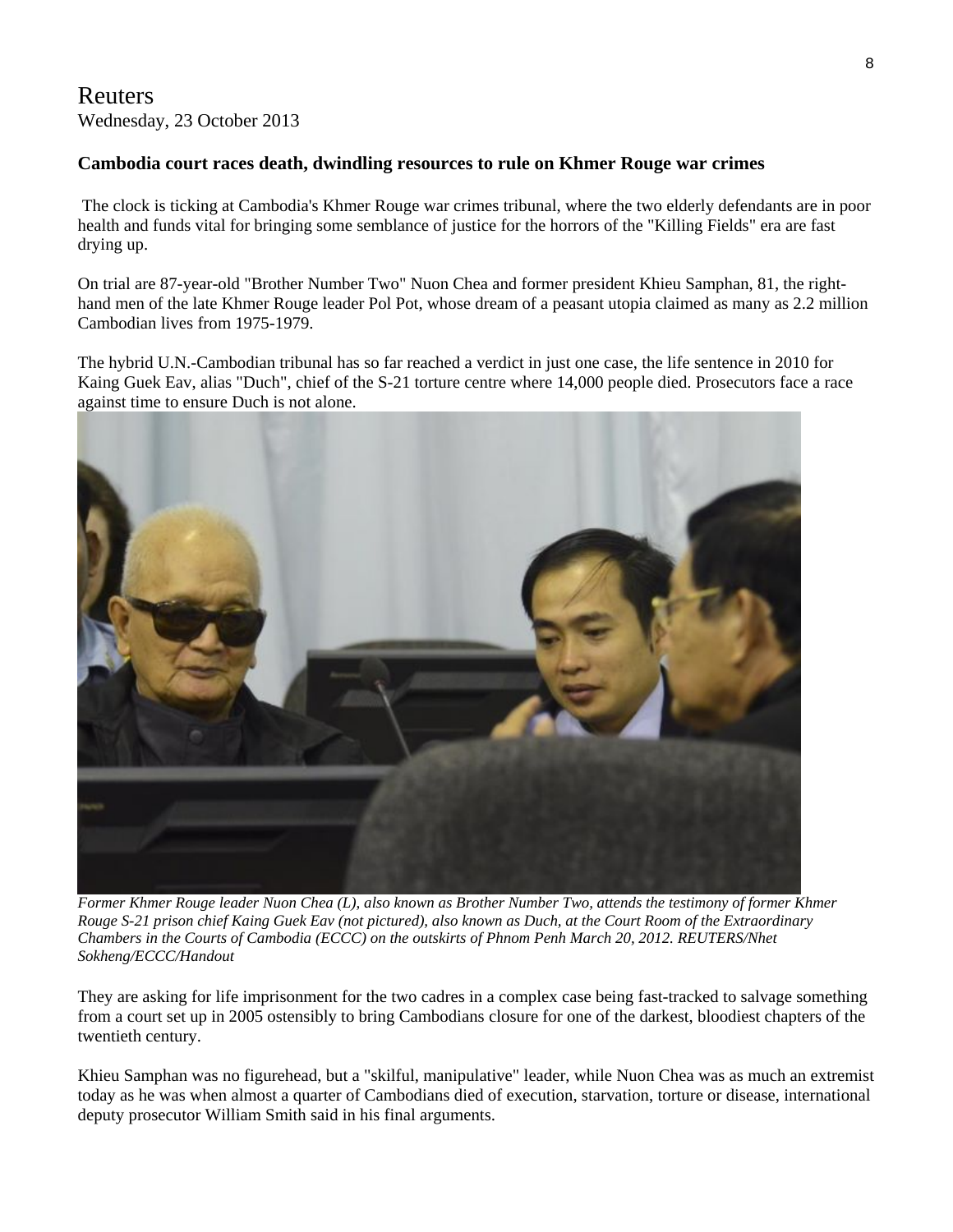# Reuters

Wednesday, 23 October 2013

**Cambodia court races death, dwindling resources to rule on Khmer Rouge war crimes**

The clock is ticking at Cambodia's Khmer Rouge war crimes tribunal, where the two elderly defendants are in poor health and funds vital for bringing some semblance of justice for the horrors of the "Killing Fields" era are fast drying up.

On trial are 87-year-old "Brother Number Two" Nuon Chea and former president Khieu Samphan, 81, the right-hand men of the late Khmer Rouge leader Pol Pot, whose dream of a peasant utopia claimed as many as 2.2 million Cambodian lives from 1975-1979.

The hybrid U.N.-Cambodian tribunal has so far reached a verdict in just one case, the life sentence in 2010 for Kaing Guek Eav, alias "Duch", chief of the S-21 torture centre where 14,000 people died. Prosecutors face a race against time to ensure Duch is not alone.

*Former Khmer Rouge leader Nuon Chea (L), also known as Brother Number Two, attends the testimony of former Khmer Rouge S-21 prison chief Kaing Guek Eav (not pictured), also known as Duch, at the Court Room of the Extraordinary Chambers in the Courts of Cambodia (ECCC) on the outskirts of Phnom Penh March 20, 2012. REUTERS/Nhet Sokheng/ECCC/Handout*

They are asking for life imprisonment for the two cadres in a complex case being fast-tracked to salvage something from a court set up in 2005 ostensibly to bring Cambodians closure for one of the darkest, bloodiest chapters of the twentieth century.

Khieu Samphan was no figurehead, but a "skilful, manipulative" leader, while Nuon Chea was as much an extremist today as he was when almost a quarter of Cambodians died of execution, starvation, torture or disease, international deputy prosecutor William Smith said in his final arguments.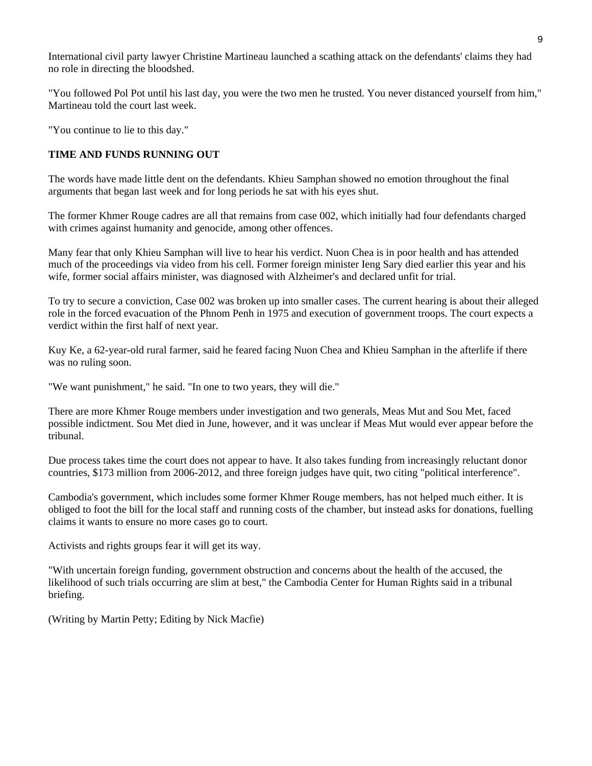International civil party lawyer Christine Martineau launched a scathing attack on the defendants' claims they had no role in directing the bloodshed.

"You followed Pol Pot until his last day, you were the two men he trusted. You never distanced yourself from him," Martineau told the court last week.

"You continue to lie to this day."

**TIME AND FUNDS RUNNING OUT**

The words have made little dent on the defendants. Khieu Samphan showed no emotion throughout the final arguments that began last week and for long periods he sat with his eyes shut.

The former Khmer Rouge cadres are all that remains from case 002, which initially had four defendants charged with crimes against humanity and genocide, among other offences.

Many fear that only Khieu Samphan will live to hear his verdict. Nuon Chea is in poor health and has attended much of the proceedings via video from his cell. Former foreign minister Ieng Sary died earlier this year and his wife, former social affairs minister, was diagnosed with Alzheimer's and declared unfit for trial.

To try to secure a conviction, Case 002 was broken up into smaller cases. The current hearing is about their alleged role in the forced evacuation of the Phnom Penh in 1975 and execution of government troops. The court expects a verdict within the first half of next year.

Kuy Ke, a 62-year-old rural farmer, said he feared facing Nuon Chea and Khieu Samphan in the afterlife if there was no ruling soon.

"We want punishment," he said. "In one to two years, they will die."

There are more Khmer Rouge members under investigation and two generals, Meas Mut and Sou Met, faced possible indictment. Sou Met died in June, however, and it was unclear if Meas Mut would ever appear before the tribunal.

Due process takes time the court does not appear to have. It also takes funding from increasingly reluctant donor countries, $173 million from 2006-2012, and three foreign judges have quit, two citing "political interference".

Cambodia's government, which includes some former Khmer Rouge members, has not helped much either. It is obliged to foot the bill for the local staff and running costs of the chamber, but instead asks for donations, fuelling claims it wants to ensure no more cases go to court.

Activists and rights groups fear it will get its way.

"With uncertain foreign funding, government obstruction and concerns about the health of the accused, the likelihood of such trials occurring are slim at best," the Cambodia Center for Human Rights said in a tribunal briefing.

(Writing by Martin Petty; Editing by Nick Macfie)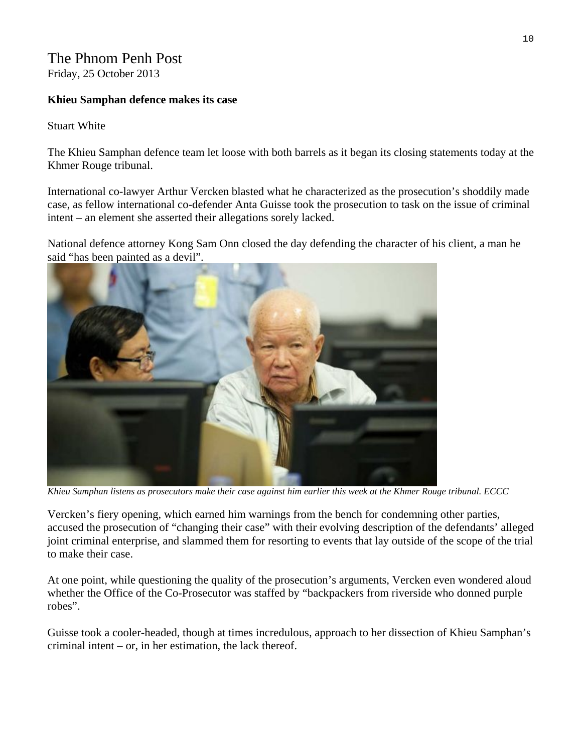# The Phnom Penh Post

Friday, 25 October 2013

**Khieu Samphan defence makes its case**

Stuart White

The Khieu Samphan defence team let loose with both barrels as it began its closing statements today at the Khmer Rouge tribunal.

International co-lawyer Arthur Vercken blasted what he characterized as the prosecution's shoddily made case, as fellow international co-defender Anta Guisse took the prosecution to task on the issue of criminal intent – an element she asserted their allegations sorely lacked.

National defence attorney Kong Sam Onn closed the day defending the character of his client, a man he said "has been painted as a devil".

*Khieu Samphan listens as prosecutors make their case against him earlier this week at the Khmer Rouge tribunal. ECCC*

Vercken's fiery opening, which earned him warnings from the bench for condemning other parties, accused the prosecution of "changing their case" with their evolving description of the defendants' alleged joint criminal enterprise, and slammed them for resorting to events that lay outside of the scope of the trial to make their case.

At one point, while questioning the quality of the prosecution's arguments, Vercken even wondered aloud whether the Office of the Co-Prosecutor was staffed by "backpackers from riverside who donned purple robes".

Guisse took a cooler-headed, though at times incredulous, approach to her dissection of Khieu Samphan's criminal intent – or, in her estimation, the lack thereof.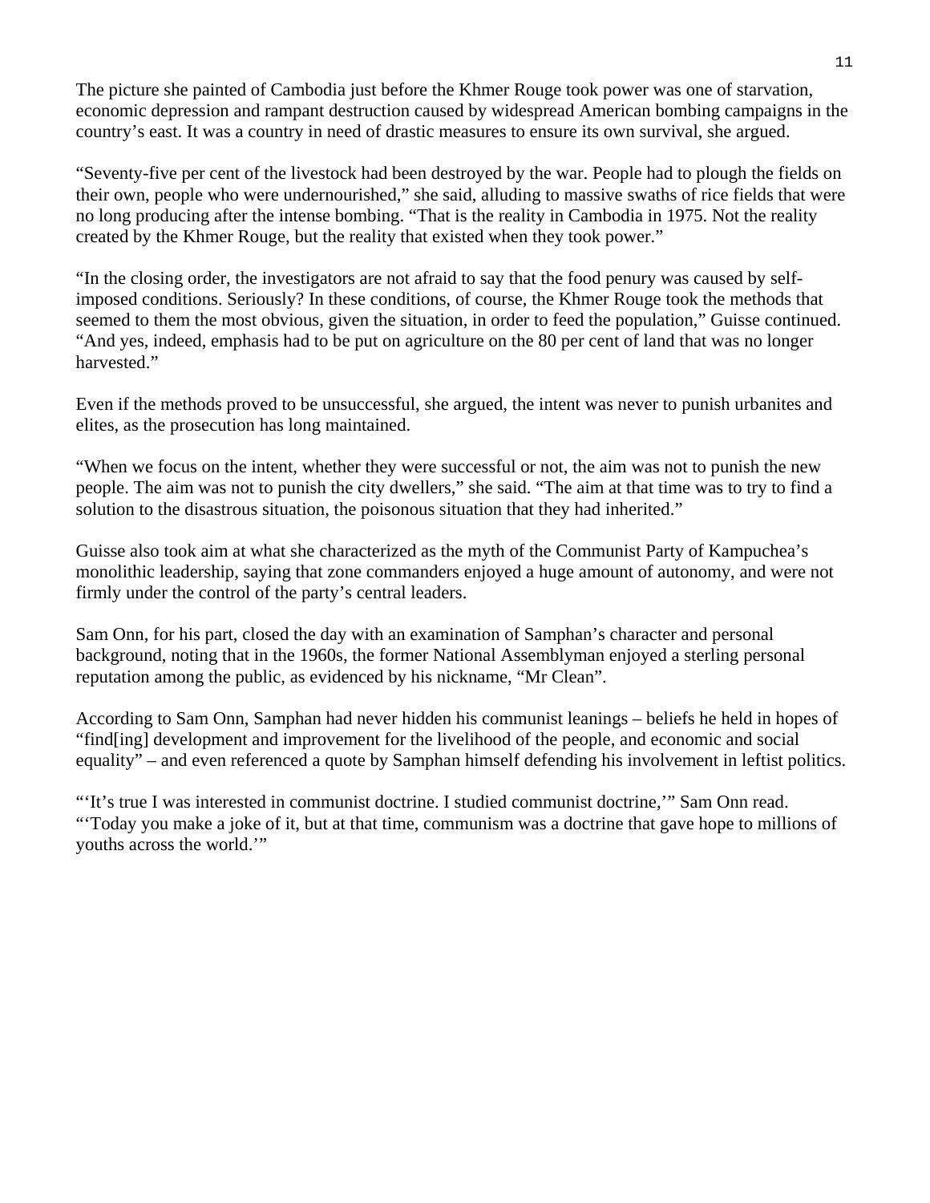The picture she painted of Cambodia just before the Khmer Rouge took power was one of starvation, economic depression and rampant destruction caused by widespread American bombing campaigns in the country's east. It was a country in need of drastic measures to ensure its own survival, she argued.

"Seventy-five per cent of the livestock had been destroyed by the war. People had to plough the fields on their own, people who were undernourished," she said, alluding to massive swaths of rice fields that were no long producing after the intense bombing. "That is the reality in Cambodia in 1975. Not the reality created by the Khmer Rouge, but the reality that existed when they took power."

"In the closing order, the investigators are not afraid to say that the food penury was caused by self-imposed conditions. Seriously? In these conditions, of course, the Khmer Rouge took the methods that seemed to them the most obvious, given the situation, in order to feed the population," Guisse continued. "And yes, indeed, emphasis had to be put on agriculture on the 80 per cent of land that was no longer harvested."

Even if the methods proved to be unsuccessful, she argued, the intent was never to punish urbanites and elites, as the prosecution has long maintained.

"When we focus on the intent, whether they were successful or not, the aim was not to punish the new people. The aim was not to punish the city dwellers," she said. "The aim at that time was to try to find a solution to the disastrous situation, the poisonous situation that they had inherited."

Guisse also took aim at what she characterized as the myth of the Communist Party of Kampuchea's monolithic leadership, saying that zone commanders enjoyed a huge amount of autonomy, and were not firmly under the control of the party's central leaders.

Sam Onn, for his part, closed the day with an examination of Samphan's character and personal background, noting that in the 1960s, the former National Assemblyman enjoyed a sterling personal reputation among the public, as evidenced by his nickname, "Mr Clean".

According to Sam Onn, Samphan had never hidden his communist leanings – beliefs he held in hopes of "find[ing] development and improvement for the livelihood of the people, and economic and social equality" – and even referenced a quote by Samphan himself defending his involvement in leftist politics.

"'It's true I was interested in communist doctrine. I studied communist doctrine,'" Sam Onn read. "'Today you make a joke of it, but at that time, communism was a doctrine that gave hope to millions of youths across the world.'"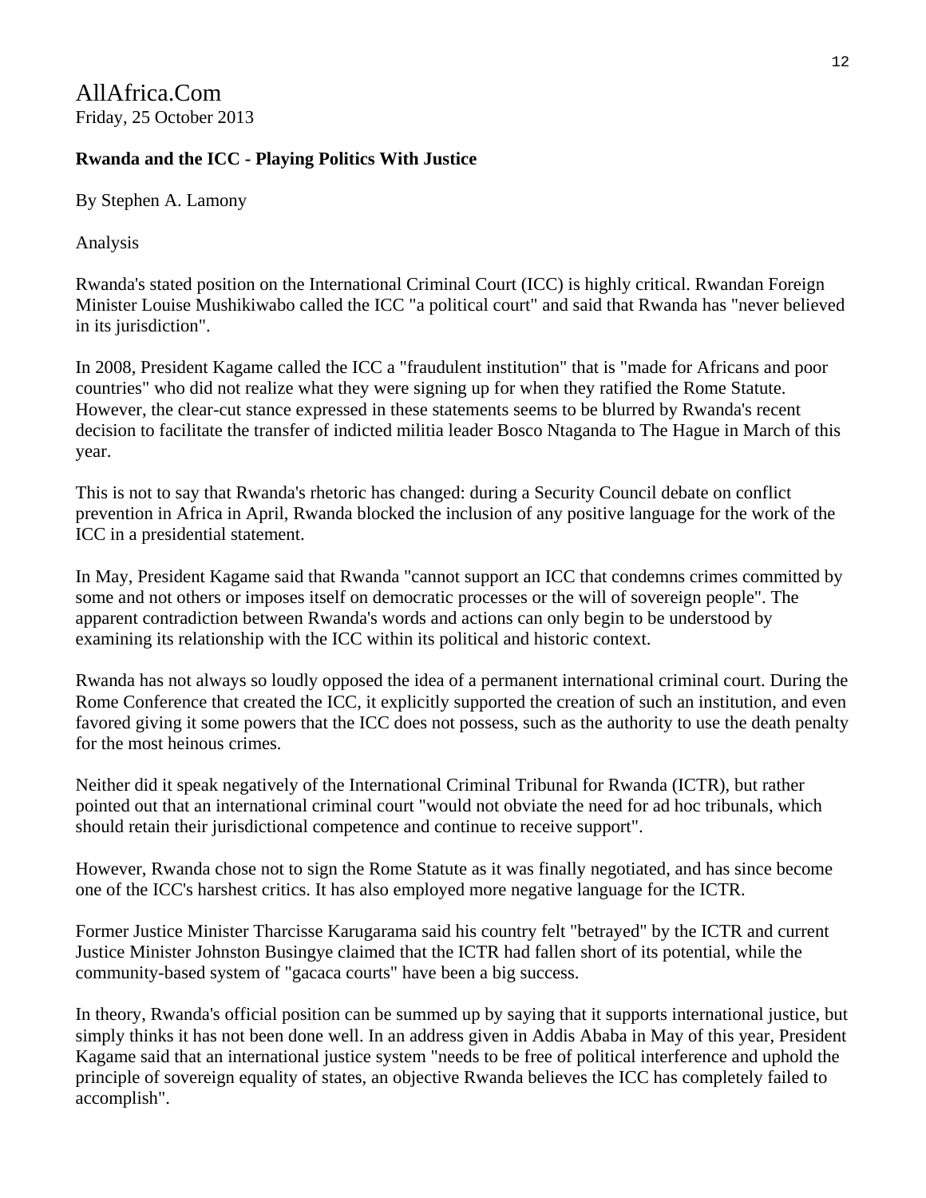AllAfrica.Com
Friday, 25 October 2013

**Rwanda and the ICC - Playing Politics With Justice**

By Stephen A. Lamony

Analysis

Rwanda's stated position on the International Criminal Court (ICC) is highly critical. Rwandan Foreign Minister Louise Mushikiwabo called the ICC "a political court" and said that Rwanda has "never believed in its jurisdiction".

In 2008, President Kagame called the ICC a "fraudulent institution" that is "made for Africans and poor countries" who did not realize what they were signing up for when they ratified the Rome Statute. However, the clear-cut stance expressed in these statements seems to be blurred by Rwanda's recent decision to facilitate the transfer of indicted militia leader Bosco Ntaganda to The Hague in March of this year.

This is not to say that Rwanda's rhetoric has changed: during a Security Council debate on conflict prevention in Africa in April, Rwanda blocked the inclusion of any positive language for the work of the ICC in a presidential statement.

In May, President Kagame said that Rwanda "cannot support an ICC that condemns crimes committed by some and not others or imposes itself on democratic processes or the will of sovereign people". The apparent contradiction between Rwanda's words and actions can only begin to be understood by examining its relationship with the ICC within its political and historic context.

Rwanda has not always so loudly opposed the idea of a permanent international criminal court. During the Rome Conference that created the ICC, it explicitly supported the creation of such an institution, and even favored giving it some powers that the ICC does not possess, such as the authority to use the death penalty for the most heinous crimes.

Neither did it speak negatively of the International Criminal Tribunal for Rwanda (ICTR), but rather pointed out that an international criminal court "would not obviate the need for ad hoc tribunals, which should retain their jurisdictional competence and continue to receive support".

However, Rwanda chose not to sign the Rome Statute as it was finally negotiated, and has since become one of the ICC's harshest critics. It has also employed more negative language for the ICTR.

Former Justice Minister Tharcisse Karugarama said his country felt "betrayed" by the ICTR and current Justice Minister Johnston Busingye claimed that the ICTR had fallen short of its potential, while the community-based system of "gacaca courts" have been a big success.

In theory, Rwanda's official position can be summed up by saying that it supports international justice, but simply thinks it has not been done well. In an address given in Addis Ababa in May of this year, President Kagame said that an international justice system "needs to be free of political interference and uphold the principle of sovereign equality of states, an objective Rwanda believes the ICC has completely failed to accomplish".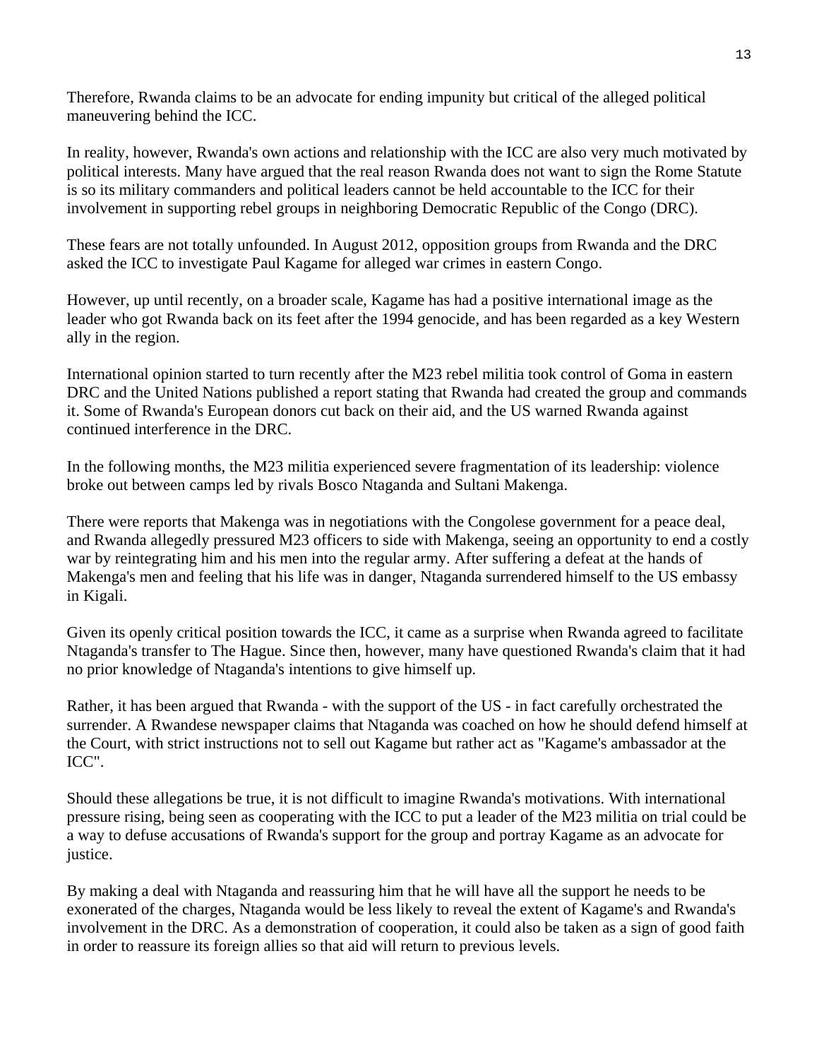Therefore, Rwanda claims to be an advocate for ending impunity but critical of the alleged political maneuvering behind the ICC.

In reality, however, Rwanda's own actions and relationship with the ICC are also very much motivated by political interests. Many have argued that the real reason Rwanda does not want to sign the Rome Statute is so its military commanders and political leaders cannot be held accountable to the ICC for their involvement in supporting rebel groups in neighboring Democratic Republic of the Congo (DRC).

These fears are not totally unfounded. In August 2012, opposition groups from Rwanda and the DRC asked the ICC to investigate Paul Kagame for alleged war crimes in eastern Congo.

However, up until recently, on a broader scale, Kagame has had a positive international image as the leader who got Rwanda back on its feet after the 1994 genocide, and has been regarded as a key Western ally in the region.

International opinion started to turn recently after the M23 rebel militia took control of Goma in eastern DRC and the United Nations published a report stating that Rwanda had created the group and commands it. Some of Rwanda's European donors cut back on their aid, and the US warned Rwanda against continued interference in the DRC.

In the following months, the M23 militia experienced severe fragmentation of its leadership: violence broke out between camps led by rivals Bosco Ntaganda and Sultani Makenga.

There were reports that Makenga was in negotiations with the Congolese government for a peace deal, and Rwanda allegedly pressured M23 officers to side with Makenga, seeing an opportunity to end a costly war by reintegrating him and his men into the regular army. After suffering a defeat at the hands of Makenga's men and feeling that his life was in danger, Ntaganda surrendered himself to the US embassy in Kigali.

Given its openly critical position towards the ICC, it came as a surprise when Rwanda agreed to facilitate Ntaganda's transfer to The Hague. Since then, however, many have questioned Rwanda's claim that it had no prior knowledge of Ntaganda's intentions to give himself up.

Rather, it has been argued that Rwanda - with the support of the US - in fact carefully orchestrated the surrender. A Rwandese newspaper claims that Ntaganda was coached on how he should defend himself at the Court, with strict instructions not to sell out Kagame but rather act as "Kagame's ambassador at the ICC".

Should these allegations be true, it is not difficult to imagine Rwanda's motivations. With international pressure rising, being seen as cooperating with the ICC to put a leader of the M23 militia on trial could be a way to defuse accusations of Rwanda's support for the group and portray Kagame as an advocate for justice.

By making a deal with Ntaganda and reassuring him that he will have all the support he needs to be exonerated of the charges, Ntaganda would be less likely to reveal the extent of Kagame's and Rwanda's involvement in the DRC. As a demonstration of cooperation, it could also be taken as a sign of good faith in order to reassure its foreign allies so that aid will return to previous levels.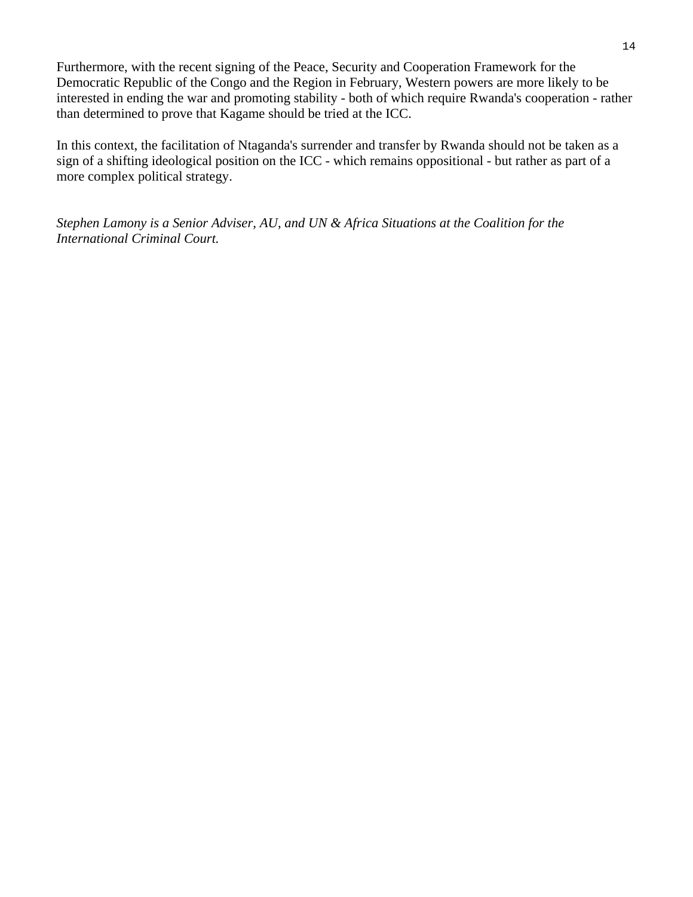Furthermore, with the recent signing of the Peace, Security and Cooperation Framework for the Democratic Republic of the Congo and the Region in February, Western powers are more likely to be interested in ending the war and promoting stability - both of which require Rwanda's cooperation - rather than determined to prove that Kagame should be tried at the ICC.

In this context, the facilitation of Ntaganda's surrender and transfer by Rwanda should not be taken as a sign of a shifting ideological position on the ICC - which remains oppositional - but rather as part of a more complex political strategy.

*Stephen Lamony is a Senior Adviser, AU, and UN & Africa Situations at the Coalition for the International Criminal Court.*